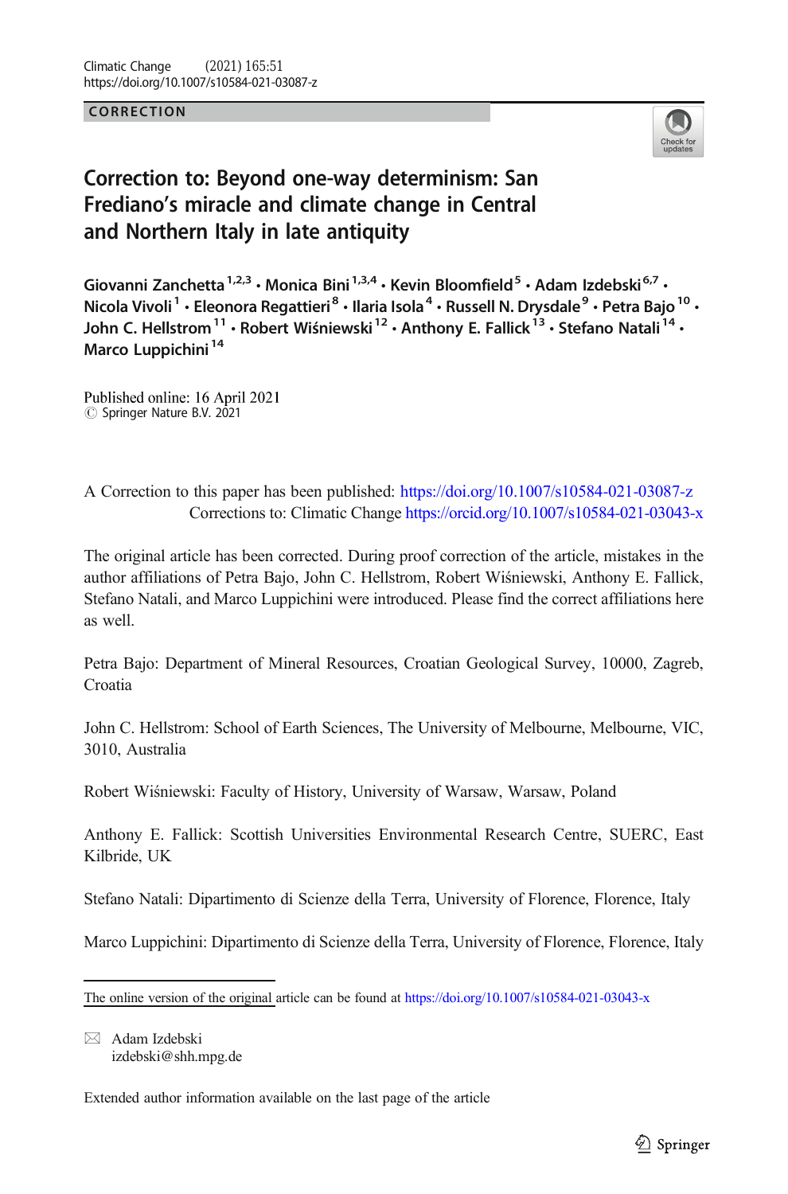CORRECTION

# Correction to: Beyond one-way determinism: San Frediano's miracle and climate change in Central and Northern Italy in late antiquity

Giovanni Zanchetta[1,2,3] • Monica Bini[1,3,4] • Kevin Bloomfield[5] • Adam Izdebski[6,7] • Nicola Vivoli[1] • Eleonora Regattieri[8] • Ilaria Isola[4] • Russell N. Drysdale[9] • Petra Bajo[10] • John C. Hellstrom[11] • Robert Wiśniewski[12] • Anthony E. Fallick[13] • Stefano Natali[14] • Marco Luppichini[14]

Published online: 16 April 2021
© Springer Nature B.V. 2021

A Correction to this paper has been published: https://doi.org/10.1007/s10584-021-03087-z
Corrections to: Climatic Change https://orcid.org/10.1007/s10584-021-03043-x

The original article has been corrected. During proof correction of the article, mistakes in the author affiliations of Petra Bajo, John C. Hellstrom, Robert Wiśniewski, Anthony E. Fallick, Stefano Natali, and Marco Luppichini were introduced. Please find the correct affiliations here as well.

Petra Bajo: Department of Mineral Resources, Croatian Geological Survey, 10000, Zagreb, Croatia

John C. Hellstrom: School of Earth Sciences, The University of Melbourne, Melbourne, VIC, 3010, Australia

Robert Wiśniewski: Faculty of History, University of Warsaw, Warsaw, Poland

Anthony E. Fallick: Scottish Universities Environmental Research Centre, SUERC, East Kilbride, UK

Stefano Natali: Dipartimento di Scienze della Terra, University of Florence, Florence, Italy

Marco Luppichini: Dipartimento di Scienze della Terra, University of Florence, Florence, Italy

---

The online version of the original article can be found at https://doi.org/10.1007/s10584-021-03043-x

✉ Adam Izdebski
izdebski@shh.mpg.de

Extended author information available on the last page of the article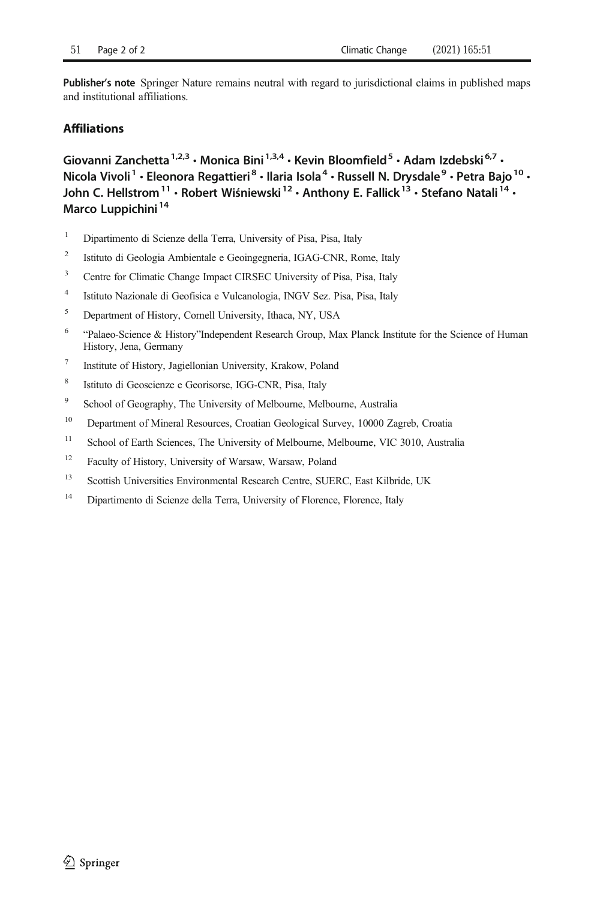**Publisher's note** Springer Nature remains neutral with regard to jurisdictional claims in published maps and institutional affiliations.

## Affiliations

**Giovanni Zanchetta[1,2,3] · Monica Bini[1,3,4] · Kevin Bloomfield[5] · Adam Izdebski[6,7] · Nicola Vivoli[1] · Eleonora Regattieri[8] · Ilaria Isola[4] · Russell N. Drysdale[9] · Petra Bajo[10] · John C. Hellstrom[11] · Robert Wiśniewski[12] · Anthony E. Fallick[13] · Stefano Natali[14] · Marco Luppichini[14]**

[1] Dipartimento di Scienze della Terra, University of Pisa, Pisa, Italy

[2] Istituto di Geologia Ambientale e Geoingegneria, IGAG-CNR, Rome, Italy

[3] Centre for Climatic Change Impact CIRSEC University of Pisa, Pisa, Italy

[4] Istituto Nazionale di Geofisica e Vulcanologia, INGV Sez. Pisa, Pisa, Italy

[5] Department of History, Cornell University, Ithaca, NY, USA

[6] "Palaeo-Science & History"Independent Research Group, Max Planck Institute for the Science of Human History, Jena, Germany

[7] Institute of History, Jagiellonian University, Krakow, Poland

[8] Istituto di Geoscienze e Georisorse, IGG-CNR, Pisa, Italy

[9] School of Geography, The University of Melbourne, Melbourne, Australia

[10] Department of Mineral Resources, Croatian Geological Survey, 10000 Zagreb, Croatia

[11] School of Earth Sciences, The University of Melbourne, Melbourne, VIC 3010, Australia

[12] Faculty of History, University of Warsaw, Warsaw, Poland

[13] Scottish Universities Environmental Research Centre, SUERC, East Kilbride, UK

[14] Dipartimento di Scienze della Terra, University of Florence, Florence, Italy